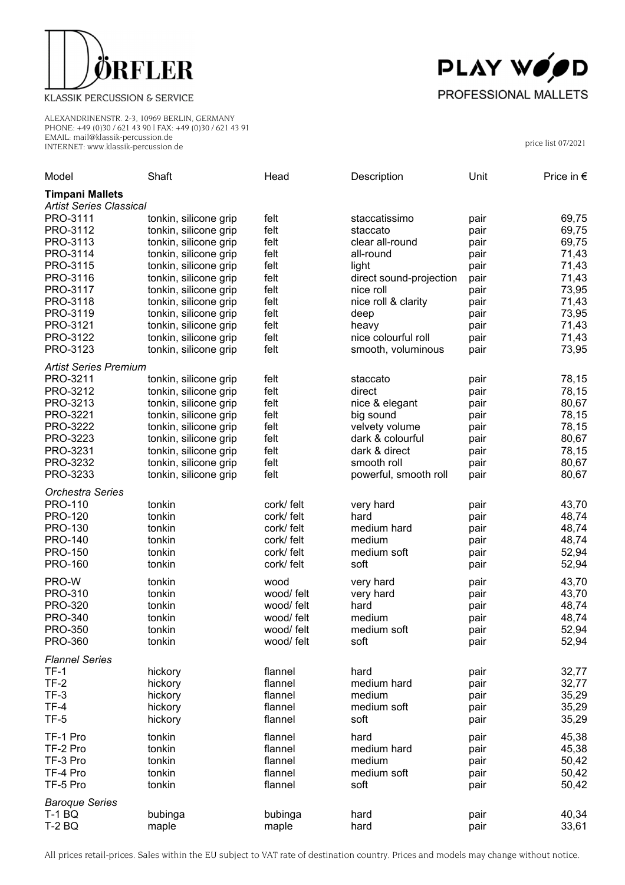DÖRFLER

KLASSIK PERCUSSION & SERVICE

ALEXANDRINENSTR. 2-3, 10969 BERLIN, GERMANY
PHONE: +49 (0)30 / 621 43 90 | FAX: +49 (0)30 / 621 43 91
EMAIL: mail@klassik-percussion.de
INTERNET: www.klassik-percussion.de

PLAY WOOD
PROFESSIONAL MALLETS

price list 07/2021

| Model | Shaft | Head | Description | Unit | Price in € |
|---|---|---|---|---|---|
| **Timpani Mallets** | | | | | |
| *Artist Series Classical* | | | | | |
| PRO-3111 | tonkin, silicone grip | felt | staccatissimo | pair | 69,75 |
| PRO-3112 | tonkin, silicone grip | felt | staccato | pair | 69,75 |
| PRO-3113 | tonkin, silicone grip | felt | clear all-round | pair | 69,75 |
| PRO-3114 | tonkin, silicone grip | felt | all-round | pair | 71,43 |
| PRO-3115 | tonkin, silicone grip | felt | light | pair | 71,43 |
| PRO-3116 | tonkin, silicone grip | felt | direct sound-projection | pair | 71,43 |
| PRO-3117 | tonkin, silicone grip | felt | nice roll | pair | 73,95 |
| PRO-3118 | tonkin, silicone grip | felt | nice roll & clarity | pair | 71,43 |
| PRO-3119 | tonkin, silicone grip | felt | deep | pair | 73,95 |
| PRO-3121 | tonkin, silicone grip | felt | heavy | pair | 71,43 |
| PRO-3122 | tonkin, silicone grip | felt | nice colourful roll | pair | 71,43 |
| PRO-3123 | tonkin, silicone grip | felt | smooth, voluminous | pair | 73,95 |
| *Artist Series Premium* | | | | | |
| PRO-3211 | tonkin, silicone grip | felt | staccato | pair | 78,15 |
| PRO-3212 | tonkin, silicone grip | felt | direct | pair | 78,15 |
| PRO-3213 | tonkin, silicone grip | felt | nice & elegant | pair | 80,67 |
| PRO-3221 | tonkin, silicone grip | felt | big sound | pair | 78,15 |
| PRO-3222 | tonkin, silicone grip | felt | velvety volume | pair | 78,15 |
| PRO-3223 | tonkin, silicone grip | felt | dark & colourful | pair | 80,67 |
| PRO-3231 | tonkin, silicone grip | felt | dark & direct | pair | 78,15 |
| PRO-3232 | tonkin, silicone grip | felt | smooth roll | pair | 80,67 |
| PRO-3233 | tonkin, silicone grip | felt | powerful, smooth roll | pair | 80,67 |
| *Orchestra Series* | | | | | |
| PRO-110 | tonkin | cork/ felt | very hard | pair | 43,70 |
| PRO-120 | tonkin | cork/ felt | hard | pair | 48,74 |
| PRO-130 | tonkin | cork/ felt | medium hard | pair | 48,74 |
| PRO-140 | tonkin | cork/ felt | medium | pair | 48,74 |
| PRO-150 | tonkin | cork/ felt | medium soft | pair | 52,94 |
| PRO-160 | tonkin | cork/ felt | soft | pair | 52,94 |
| PRO-W | tonkin | wood | very hard | pair | 43,70 |
| PRO-310 | tonkin | wood/ felt | very hard | pair | 43,70 |
| PRO-320 | tonkin | wood/ felt | hard | pair | 48,74 |
| PRO-340 | tonkin | wood/ felt | medium | pair | 48,74 |
| PRO-350 | tonkin | wood/ felt | medium soft | pair | 52,94 |
| PRO-360 | tonkin | wood/ felt | soft | pair | 52,94 |
| *Flannel Series* | | | | | |
| TF-1 | hickory | flannel | hard | pair | 32,77 |
| TF-2 | hickory | flannel | medium hard | pair | 32,77 |
| TF-3 | hickory | flannel | medium | pair | 35,29 |
| TF-4 | hickory | flannel | medium soft | pair | 35,29 |
| TF-5 | hickory | flannel | soft | pair | 35,29 |
| TF-1 Pro | tonkin | flannel | hard | pair | 45,38 |
| TF-2 Pro | tonkin | flannel | medium hard | pair | 45,38 |
| TF-3 Pro | tonkin | flannel | medium | pair | 50,42 |
| TF-4 Pro | tonkin | flannel | medium soft | pair | 50,42 |
| TF-5 Pro | tonkin | flannel | soft | pair | 50,42 |
| *Baroque Series* | | | | | |
| T-1 BQ | bubinga | bubinga | hard | pair | 40,34 |
| T-2 BQ | maple | maple | hard | pair | 33,61 |

All prices retail-prices. Sales within the EU subject to VAT rate of destination country. Prices and models may change without notice.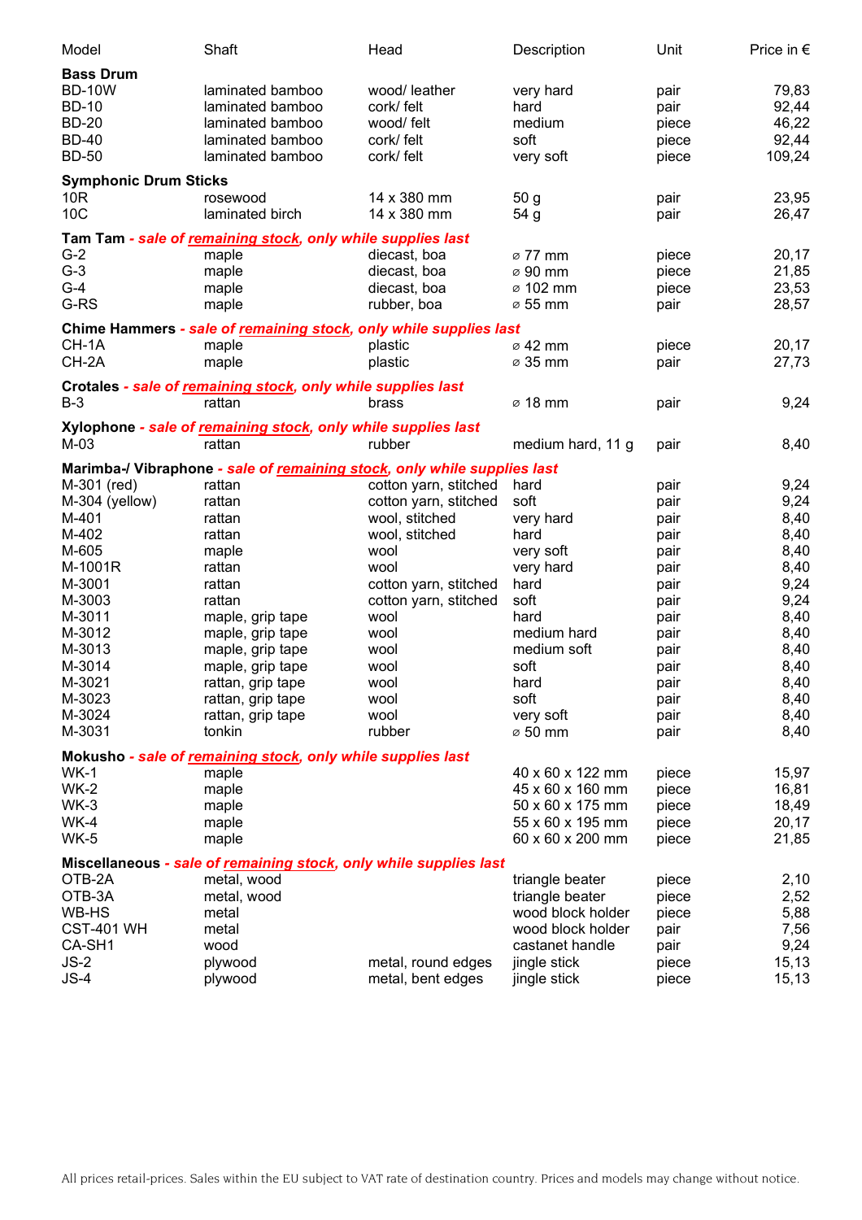| Model | Shaft | Head | Description | Unit | Price in € |
|---|---|---|---|---|---|
| **Bass Drum** | | | | | |
| BD-10W | laminated bamboo | wood/ leather | very hard | pair | 79,83 |
| BD-10 | laminated bamboo | cork/ felt | hard | pair | 92,44 |
| BD-20 | laminated bamboo | wood/ felt | medium | piece | 46,22 |
| BD-40 | laminated bamboo | cork/ felt | soft | piece | 92,44 |
| BD-50 | laminated bamboo | cork/ felt | very soft | piece | 109,24 |
| **Symphonic Drum Sticks** | | | | | |
| 10R | rosewood | 14 x 380 mm | 50 g | pair | 23,95 |
| 10C | laminated birch | 14 x 380 mm | 54 g | pair | 26,47 |
| **Tam Tam** *- sale of remaining stock, only while supplies last* | | | | | |
| G-2 | maple | diecast, boa | ⌀ 77 mm | piece | 20,17 |
| G-3 | maple | diecast, boa | ⌀ 90 mm | piece | 21,85 |
| G-4 | maple | diecast, boa | ⌀ 102 mm | piece | 23,53 |
| G-RS | maple | rubber, boa | ⌀ 55 mm | pair | 28,57 |
| **Chime Hammers** *- sale of remaining stock, only while supplies last* | | | | | |
| CH-1A | maple | plastic | ⌀ 42 mm | piece | 20,17 |
| CH-2A | maple | plastic | ⌀ 35 mm | pair | 27,73 |
| **Crotales** *- sale of remaining stock, only while supplies last* | | | | | |
| B-3 | rattan | brass | ⌀ 18 mm | pair | 9,24 |
| **Xylophone** *- sale of remaining stock, only while supplies last* | | | | | |
| M-03 | rattan | rubber | medium hard, 11 g | pair | 8,40 |
| **Marimba-/ Vibraphone** *- sale of remaining stock, only while supplies last* | | | | | |
| M-301 (red) | rattan | cotton yarn, stitched | hard | pair | 9,24 |
| M-304 (yellow) | rattan | cotton yarn, stitched | soft | pair | 9,24 |
| M-401 | rattan | wool, stitched | very hard | pair | 8,40 |
| M-402 | rattan | wool, stitched | hard | pair | 8,40 |
| M-605 | maple | wool | very soft | pair | 8,40 |
| M-1001R | rattan | wool | very hard | pair | 8,40 |
| M-3001 | rattan | cotton yarn, stitched | hard | pair | 9,24 |
| M-3003 | rattan | cotton yarn, stitched | soft | pair | 9,24 |
| M-3011 | maple, grip tape | wool | hard | pair | 8,40 |
| M-3012 | maple, grip tape | wool | medium hard | pair | 8,40 |
| M-3013 | maple, grip tape | wool | medium soft | pair | 8,40 |
| M-3014 | maple, grip tape | wool | soft | pair | 8,40 |
| M-3021 | rattan, grip tape | wool | hard | pair | 8,40 |
| M-3023 | rattan, grip tape | wool | soft | pair | 8,40 |
| M-3024 | rattan, grip tape | wool | very soft | pair | 8,40 |
| M-3031 | tonkin | rubber | ⌀ 50 mm | pair | 8,40 |
| **Mokusho** *- sale of remaining stock, only while supplies last* | | | | | |
| WK-1 | maple | | 40 x 60 x 122 mm | piece | 15,97 |
| WK-2 | maple | | 45 x 60 x 160 mm | piece | 16,81 |
| WK-3 | maple | | 50 x 60 x 175 mm | piece | 18,49 |
| WK-4 | maple | | 55 x 60 x 195 mm | piece | 20,17 |
| WK-5 | maple | | 60 x 60 x 200 mm | piece | 21,85 |
| **Miscellaneous** *- sale of remaining stock, only while supplies last* | | | | | |
| OTB-2A | metal, wood | | triangle beater | piece | 2,10 |
| OTB-3A | metal, wood | | triangle beater | piece | 2,52 |
| WB-HS | metal | | wood block holder | piece | 5,88 |
| CST-401 WH | metal | | wood block holder | pair | 7,56 |
| CA-SH1 | wood | | castanet handle | pair | 9,24 |
| JS-2 | plywood | metal, round edges | jingle stick | piece | 15,13 |
| JS-4 | plywood | metal, bent edges | jingle stick | piece | 15,13 |

All prices retail-prices. Sales within the EU subject to VAT rate of destination country. Prices and models may change without notice.